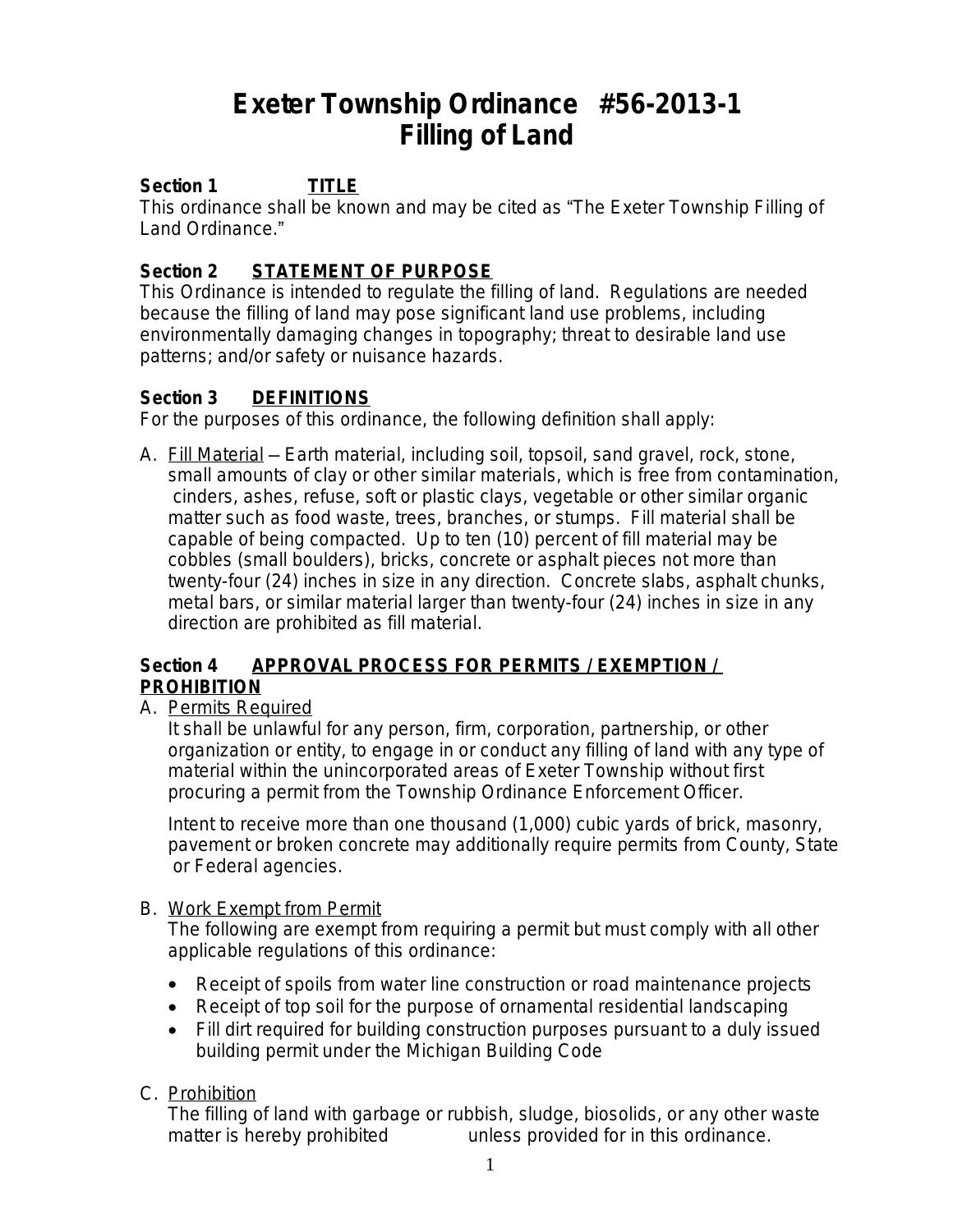# Exeter Township Ordinance #56-2013-1
# Filling of Land

### Section 1 TITLE

This ordinance shall be known and may be cited as "The Exeter Township Filling of Land Ordinance."

### Section 2 STATEMENT OF PURPOSE

This Ordinance is intended to regulate the filling of land. Regulations are needed because the filling of land may pose significant land use problems, including environmentally damaging changes in topography; threat to desirable land use patterns; and/or safety or nuisance hazards.

### Section 3 DEFINITIONS

For the purposes of this ordinance, the following definition shall apply:

A. Fill Material – Earth material, including soil, topsoil, sand gravel, rock, stone, small amounts of clay or other similar materials, which is free from contamination, cinders, ashes, refuse, soft or plastic clays, vegetable or other similar organic matter such as food waste, trees, branches, or stumps. Fill material shall be capable of being compacted. Up to ten (10) percent of fill material may be cobbles (small boulders), bricks, concrete or asphalt pieces not more than twenty-four (24) inches in size in any direction. Concrete slabs, asphalt chunks, metal bars, or similar material larger than twenty-four (24) inches in size in any direction are prohibited as fill material.

### Section 4 APPROVAL PROCESS FOR PERMITS / EXEMPTION / PROHIBITION

A. Permits Required

It shall be unlawful for any person, firm, corporation, partnership, or other organization or entity, to engage in or conduct any filling of land with any type of material within the unincorporated areas of Exeter Township without first procuring a permit from the Township Ordinance Enforcement Officer.

Intent to receive more than one thousand (1,000) cubic yards of brick, masonry, pavement or broken concrete may additionally require permits from County, State or Federal agencies.

B. Work Exempt from Permit

The following are exempt from requiring a permit but must comply with all other applicable regulations of this ordinance:

- Receipt of spoils from water line construction or road maintenance projects
- Receipt of top soil for the purpose of ornamental residential landscaping
- Fill dirt required for building construction purposes pursuant to a duly issued building permit under the Michigan Building Code

C. Prohibition

The filling of land with garbage or rubbish, sludge, biosolids, or any other waste matter is hereby prohibited unless provided for in this ordinance.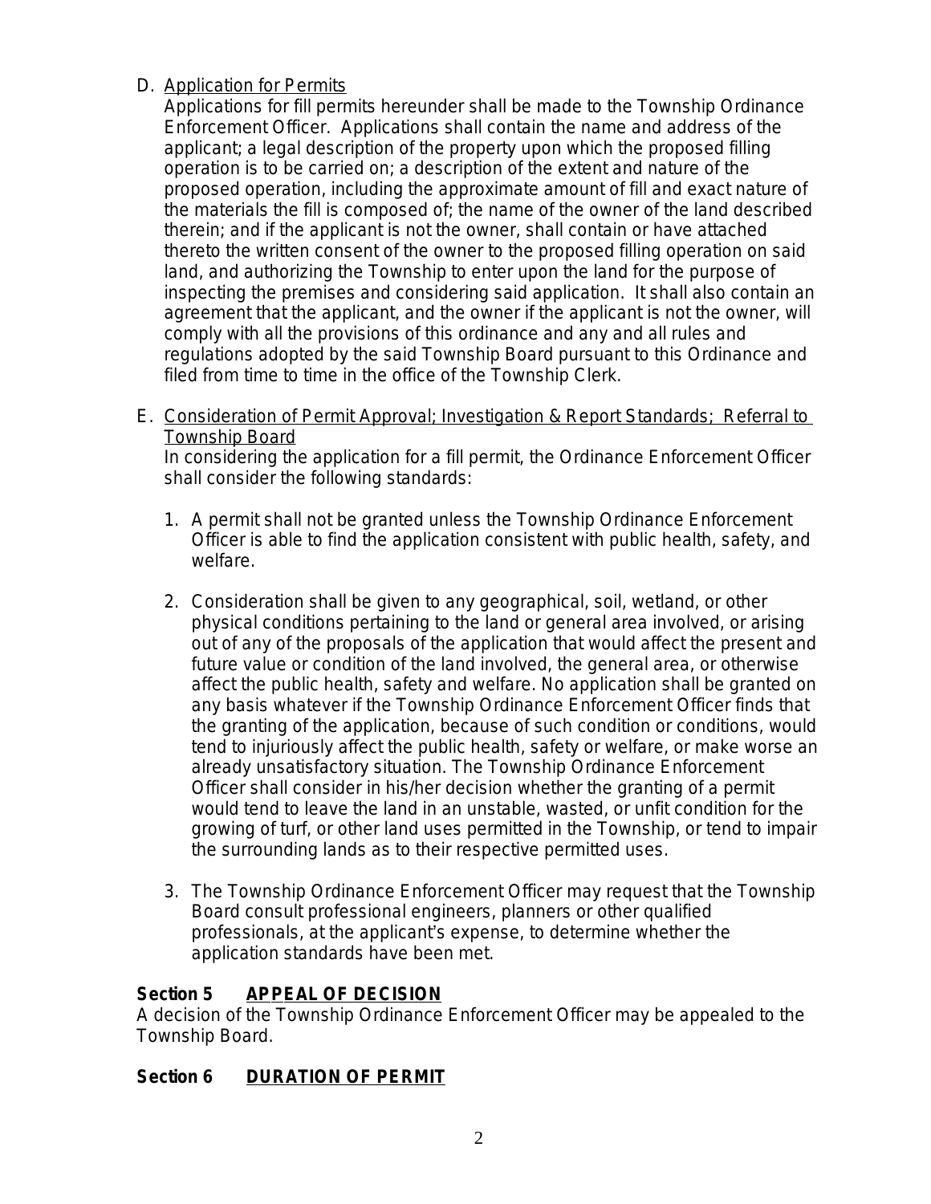D. <u>Application for Permits</u>

Applications for fill permits hereunder shall be made to the Township Ordinance Enforcement Officer. Applications shall contain the name and address of the applicant; a legal description of the property upon which the proposed filling operation is to be carried on; a description of the extent and nature of the proposed operation, including the approximate amount of fill and exact nature of the materials the fill is composed of; the name of the owner of the land described therein; and if the applicant is not the owner, shall contain or have attached thereto the written consent of the owner to the proposed filling operation on said land, and authorizing the Township to enter upon the land for the purpose of inspecting the premises and considering said application. It shall also contain an agreement that the applicant, and the owner if the applicant is not the owner, will comply with all the provisions of this ordinance and any and all rules and regulations adopted by the said Township Board pursuant to this Ordinance and filed from time to time in the office of the Township Clerk.

E. <u>Consideration of Permit Approval; Investigation & Report Standards; Referral to Township Board</u>

In considering the application for a fill permit, the Ordinance Enforcement Officer shall consider the following standards:

1. A permit shall not be granted unless the Township Ordinance Enforcement Officer is able to find the application consistent with public health, safety, and welfare.

2. Consideration shall be given to any geographical, soil, wetland, or other physical conditions pertaining to the land or general area involved, or arising out of any of the proposals of the application that would affect the present and future value or condition of the land involved, the general area, or otherwise affect the public health, safety and welfare. No application shall be granted on any basis whatever if the Township Ordinance Enforcement Officer finds that the granting of the application, because of such condition or conditions, would tend to injuriously affect the public health, safety or welfare, or make worse an already unsatisfactory situation. The Township Ordinance Enforcement Officer shall consider in his/her decision whether the granting of a permit would tend to leave the land in an unstable, wasted, or unfit condition for the growing of turf, or other land uses permitted in the Township, or tend to impair the surrounding lands as to their respective permitted uses.

3. The Township Ordinance Enforcement Officer may request that the Township Board consult professional engineers, planners or other qualified professionals, at the applicant's expense, to determine whether the application standards have been met.

## Section 5 <u>APPEAL OF DECISION</u>

A decision of the Township Ordinance Enforcement Officer may be appealed to the Township Board.

## Section 6 <u>DURATION OF PERMIT</u>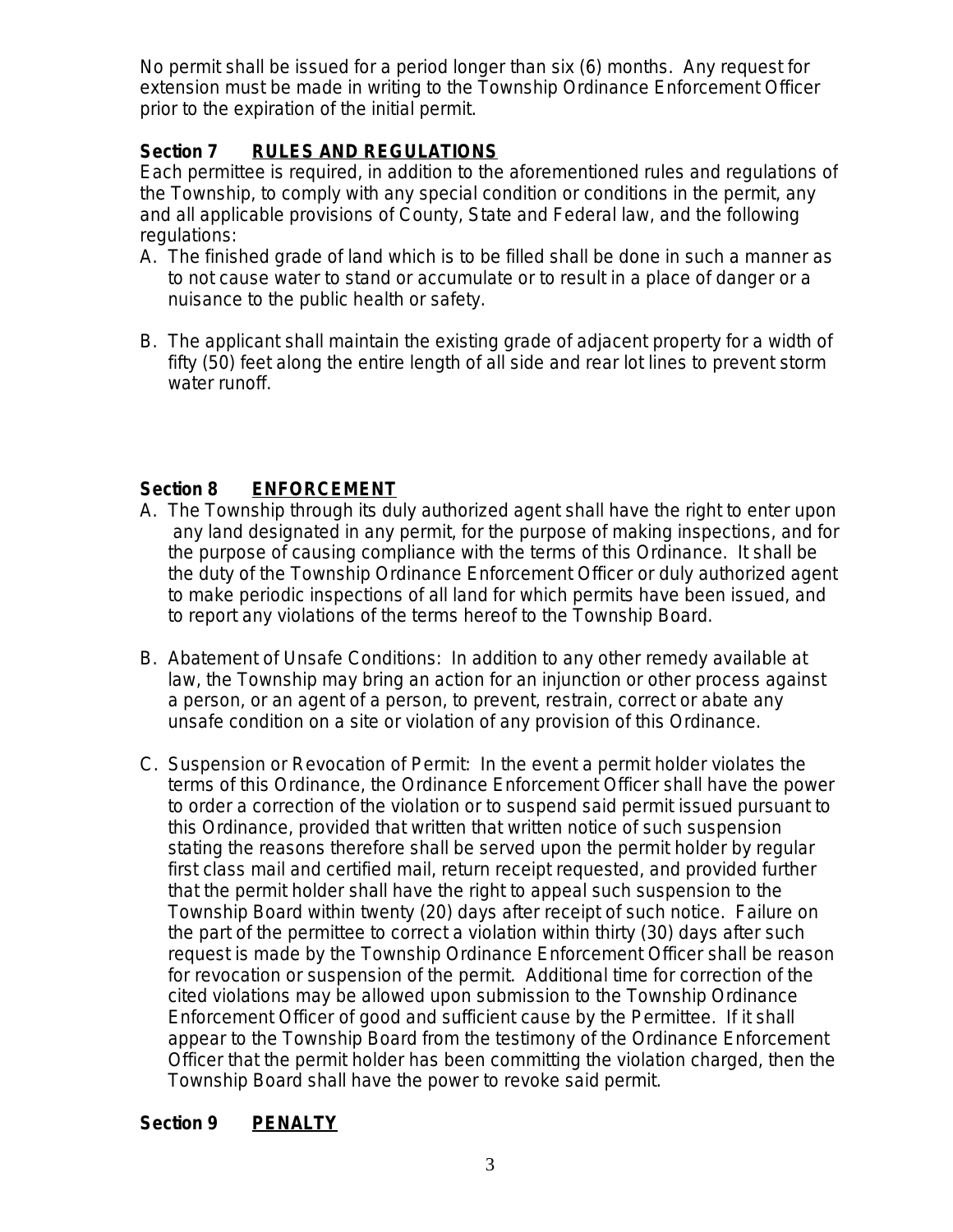No permit shall be issued for a period longer than six (6) months. Any request for extension must be made in writing to the Township Ordinance Enforcement Officer prior to the expiration of the initial permit.

### Section 7 RULES AND REGULATIONS

Each permittee is required, in addition to the aforementioned rules and regulations of the Township, to comply with any special condition or conditions in the permit, any and all applicable provisions of County, State and Federal law, and the following regulations:

A. The finished grade of land which is to be filled shall be done in such a manner as to not cause water to stand or accumulate or to result in a place of danger or a nuisance to the public health or safety.

B. The applicant shall maintain the existing grade of adjacent property for a width of fifty (50) feet along the entire length of all side and rear lot lines to prevent storm water runoff.

### Section 8 ENFORCEMENT

A. The Township through its duly authorized agent shall have the right to enter upon any land designated in any permit, for the purpose of making inspections, and for the purpose of causing compliance with the terms of this Ordinance. It shall be the duty of the Township Ordinance Enforcement Officer or duly authorized agent to make periodic inspections of all land for which permits have been issued, and to report any violations of the terms hereof to the Township Board.

B. Abatement of Unsafe Conditions: In addition to any other remedy available at law, the Township may bring an action for an injunction or other process against a person, or an agent of a person, to prevent, restrain, correct or abate any unsafe condition on a site or violation of any provision of this Ordinance.

C. Suspension or Revocation of Permit: In the event a permit holder violates the terms of this Ordinance, the Ordinance Enforcement Officer shall have the power to order a correction of the violation or to suspend said permit issued pursuant to this Ordinance, provided that written that written notice of such suspension stating the reasons therefore shall be served upon the permit holder by regular first class mail and certified mail, return receipt requested, and provided further that the permit holder shall have the right to appeal such suspension to the Township Board within twenty (20) days after receipt of such notice. Failure on the part of the permittee to correct a violation within thirty (30) days after such request is made by the Township Ordinance Enforcement Officer shall be reason for revocation or suspension of the permit. Additional time for correction of the cited violations may be allowed upon submission to the Township Ordinance Enforcement Officer of good and sufficient cause by the Permittee. If it shall appear to the Township Board from the testimony of the Ordinance Enforcement Officer that the permit holder has been committing the violation charged, then the Township Board shall have the power to revoke said permit.

### Section 9 PENALTY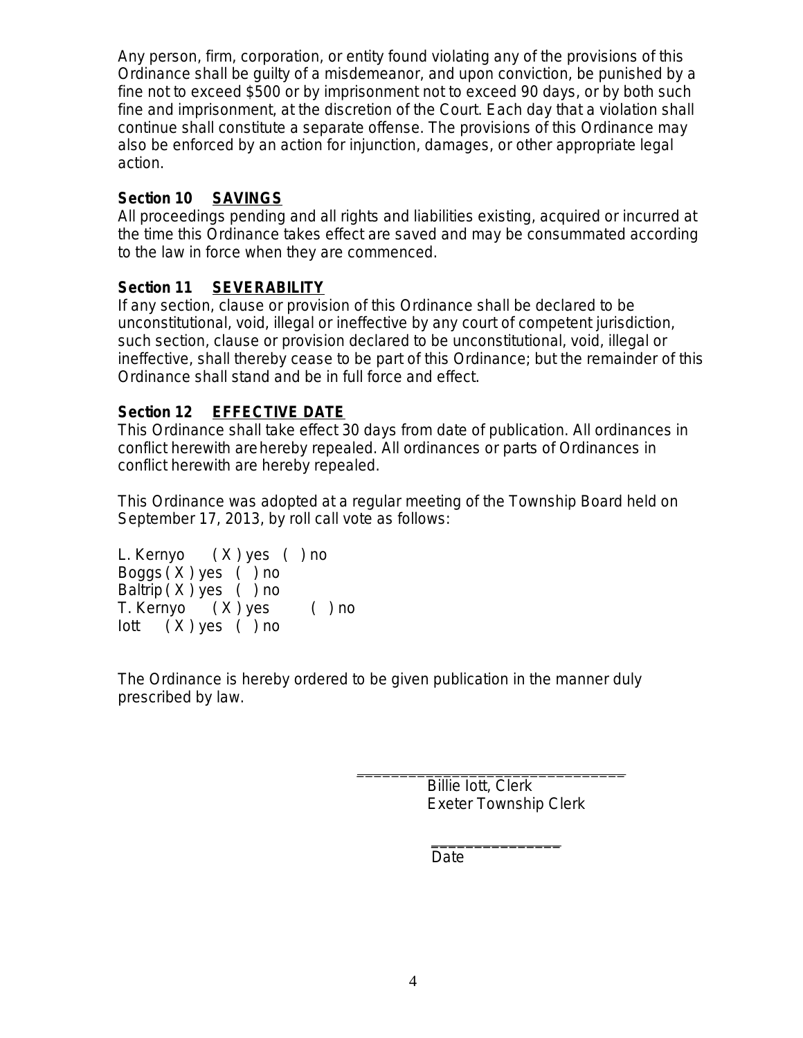Any person, firm, corporation, or entity found violating any of the provisions of this Ordinance shall be guilty of a misdemeanor, and upon conviction, be punished by a fine not to exceed $500 or by imprisonment not to exceed 90 days, or by both such fine and imprisonment, at the discretion of the Court. Each day that a violation shall continue shall constitute a separate offense. The provisions of this Ordinance may also be enforced by an action for injunction, damages, or other appropriate legal action.

**Section 10 SAVINGS**
All proceedings pending and all rights and liabilities existing, acquired or incurred at the time this Ordinance takes effect are saved and may be consummated according to the law in force when they are commenced.

**Section 11 SEVERABILITY**
If any section, clause or provision of this Ordinance shall be declared to be unconstitutional, void, illegal or ineffective by any court of competent jurisdiction, such section, clause or provision declared to be unconstitutional, void, illegal or ineffective, shall thereby cease to be part of this Ordinance; but the remainder of this Ordinance shall stand and be in full force and effect.

**Section 12 EFFECTIVE DATE**
This Ordinance shall take effect 30 days from date of publication. All ordinances in conflict herewith are hereby repealed. All ordinances or parts of Ordinances in conflict herewith are hereby repealed.

This Ordinance was adopted at a regular meeting of the Township Board held on September 17, 2013, by roll call vote as follows:

L. Kernyo ( X ) yes ( ) no
Boggs ( X ) yes ( ) no
Baltrip ( X ) yes ( ) no
T. Kernyo ( X ) yes ( ) no
Iott ( X ) yes ( ) no

The Ordinance is hereby ordered to be given publication in the manner duly prescribed by law.

\_\_\_\_\_\_\_\_\_\_\_\_\_\_\_\_\_\_\_\_\_\_\_\_\_\_\_\_\_\_
Billie Iott, Clerk
Exeter Township Clerk

\_\_\_\_\_\_\_\_\_\_\_\_\_\_\_
Date